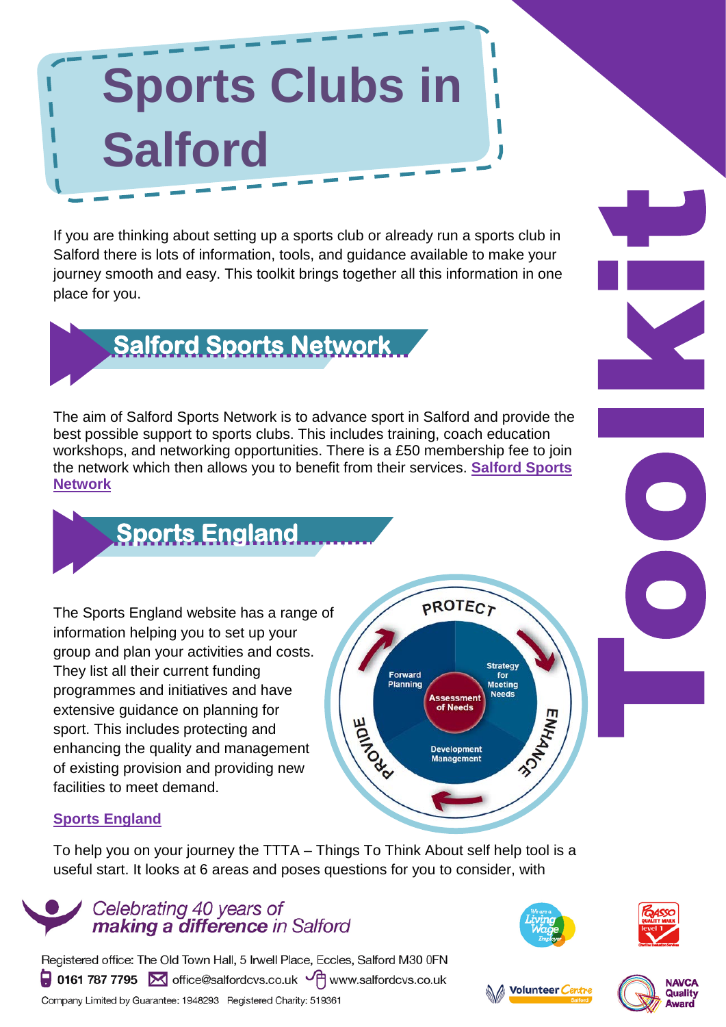# Sports Clubs in Salford

Toolkit

If you are thinking about setting up a sports club or already run a sports club in Salford there is lots of information, tools, and guidance available to make your journey smooth and easy. This toolkit brings together all this information in one place for you.

## Salford Sports Network

The aim of Salford Sports Network is to advance sport in Salford and provide the best possible support to sports clubs. This includes training, coach education workshops, and networking opportunities. There is a £50 membership fee to join the network which then allows you to benefit from their services. **Salford Sports Network**

## Sports England

The Sports England website has a range of information helping you to set up your group and plan your activities and costs. They list all their current funding programmes and initiatives and have extensive guidance on planning for sport. This includes protecting and enhancing the quality and management of existing provision and providing new facilities to meet demand.

PROTECT
ENHANCE
PROVIDE
Forward Planning
Strategy for Meeting Needs
Assessment of Needs
Development Management

**Sports England**

To help you on your journey the TTTA – Things To Think About self help tool is a useful start. It looks at 6 areas and poses questions for you to consider, with

*Celebrating 40 years of* ***making a difference*** *in Salford*

Registered office: The Old Town Hall, 5 Irwell Place, Eccles, Salford M30 0FN
0161 787 7795 office@salfordcvs.co.uk www.salfordcvs.co.uk
Company Limited by Guarantee: 1948293 Registered Charity: 519361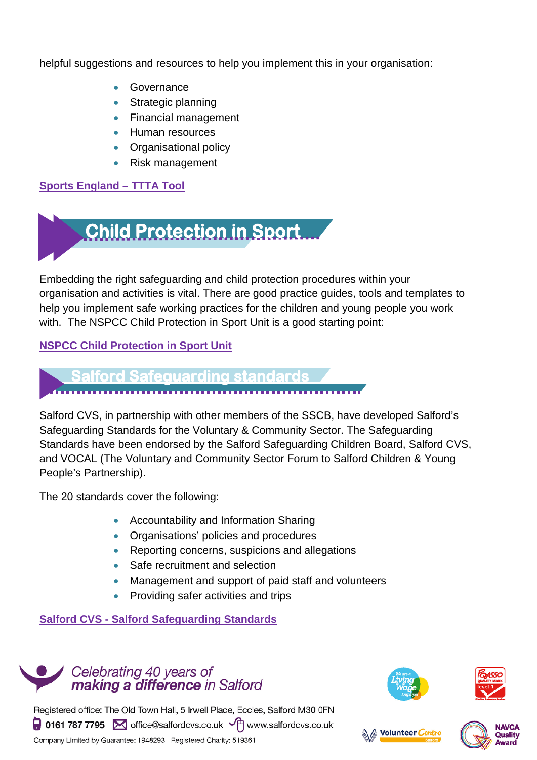helpful suggestions and resources to help you implement this in your organisation:

- Governance
- Strategic planning
- Financial management
- Human resources
- Organisational policy
- Risk management

**Sports England – TTTA Tool**

## Child Protection in Sport

Embedding the right safeguarding and child protection procedures within your organisation and activities is vital. There are good practice guides, tools and templates to help you implement safe working practices for the children and young people you work with. The NSPCC Child Protection in Sport Unit is a good starting point:

**NSPCC Child Protection in Sport Unit**

## Salford Safeguarding standards

Salford CVS, in partnership with other members of the SSCB, have developed Salford's Safeguarding Standards for the Voluntary & Community Sector. The Safeguarding Standards have been endorsed by the Salford Safeguarding Children Board, Salford CVS, and VOCAL (The Voluntary and Community Sector Forum to Salford Children & Young People's Partnership).

The 20 standards cover the following:

- Accountability and Information Sharing
- Organisations' policies and procedures
- Reporting concerns, suspicions and allegations
- Safe recruitment and selection
- Management and support of paid staff and volunteers
- Providing safer activities and trips

**Salford CVS - Salford Safeguarding Standards**

*Celebrating 40 years of* ***making a difference*** *in Salford*

Registered office: The Old Town Hall, 5 Irwell Place, Eccles, Salford M30 0FN
0161 787 7795 office@salfordcvs.co.uk www.salfordcvs.co.uk
Company Limited by Guarantee: 1948293 Registered Charity: 519361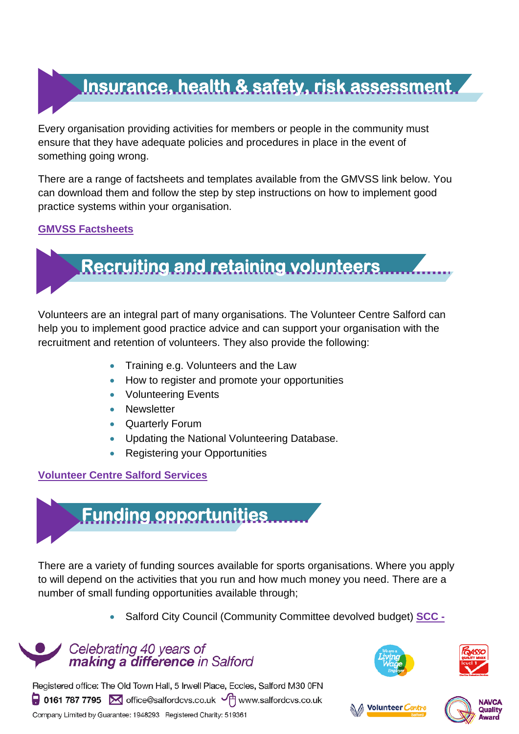## Insurance, health & safety, risk assessment

Every organisation providing activities for members or people in the community must ensure that they have adequate policies and procedures in place in the event of something going wrong.

There are a range of factsheets and templates available from the GMVSS link below. You can download them and follow the step by step instructions on how to implement good practice systems within your organisation.

**GMVSS Factsheets**

## Recruiting and retaining volunteers

Volunteers are an integral part of many organisations. The Volunteer Centre Salford can help you to implement good practice advice and can support your organisation with the recruitment and retention of volunteers. They also provide the following:

- Training e.g. Volunteers and the Law
- How to register and promote your opportunities
- Volunteering Events
- Newsletter
- Quarterly Forum
- Updating the National Volunteering Database.
- Registering your Opportunities

**Volunteer Centre Salford Services**

## Funding opportunities

There are a variety of funding sources available for sports organisations. Where you apply to will depend on the activities that you run and how much money you need. There are a number of small funding opportunities available through;

- Salford City Council (Community Committee devolved budget) **SCC -**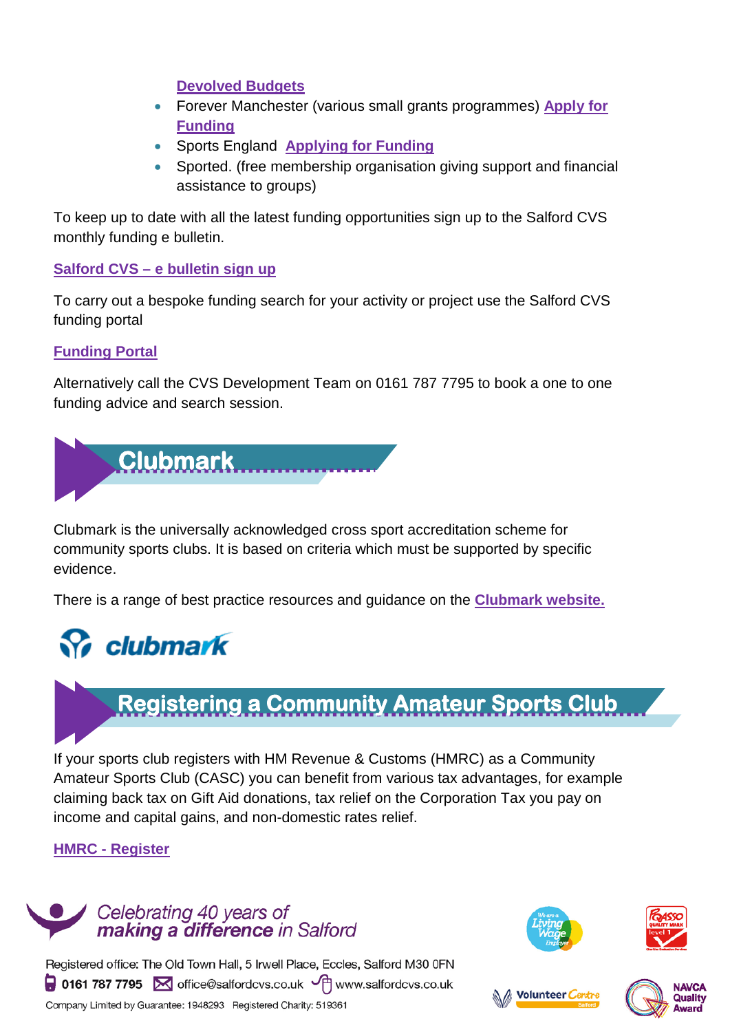**Devolved Budgets**

- Forever Manchester (various small grants programmes) **Apply for Funding**
- Sports England **Applying for Funding**
- Sported. (free membership organisation giving support and financial assistance to groups)

To keep up to date with all the latest funding opportunities sign up to the Salford CVS monthly funding e bulletin.

**Salford CVS – e bulletin sign up**

To carry out a bespoke funding search for your activity or project use the Salford CVS funding portal

**Funding Portal**

Alternatively call the CVS Development Team on 0161 787 7795 to book a one to one funding advice and search session.

## Clubmark

Clubmark is the universally acknowledged cross sport accreditation scheme for community sports clubs. It is based on criteria which must be supported by specific evidence.

There is a range of best practice resources and guidance on the **Clubmark website.**

## Registering a Community Amateur Sports Club

If your sports club registers with HM Revenue & Customs (HMRC) as a Community Amateur Sports Club (CASC) you can benefit from various tax advantages, for example claiming back tax on Gift Aid donations, tax relief on the Corporation Tax you pay on income and capital gains, and non-domestic rates relief.

**HMRC - Register**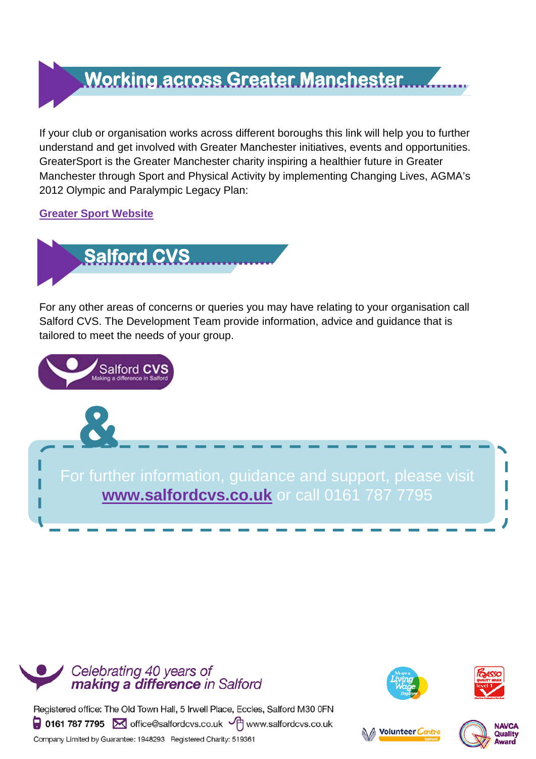## Working across Greater Manchester

If your club or organisation works across different boroughs this link will help you to further understand and get involved with Greater Manchester initiatives, events and opportunities. GreaterSport is the Greater Manchester charity inspiring a healthier future in Greater Manchester through Sport and Physical Activity by implementing Changing Lives, AGMA's 2012 Olympic and Paralympic Legacy Plan:

**Greater Sport Website**

## Salford CVS

For any other areas of concerns or queries you may have relating to your organisation call Salford CVS. The Development Team provide information, advice and guidance that is tailored to meet the needs of your group.

Salford CVS
Making a difference in Salford

&

For further information, guidance and support, please visit **www.salfordcvs.co.uk** or call 0161 787 7795

*Celebrating 40 years of* ***making a difference*** *in Salford*

Registered office: The Old Town Hall, 5 Irwell Place, Eccles, Salford M30 0FN

**0161 787 7795** office@salfordcvs.co.uk www.salfordcvs.co.uk

Company Limited by Guarantee: 1948293 Registered Charity: 519361